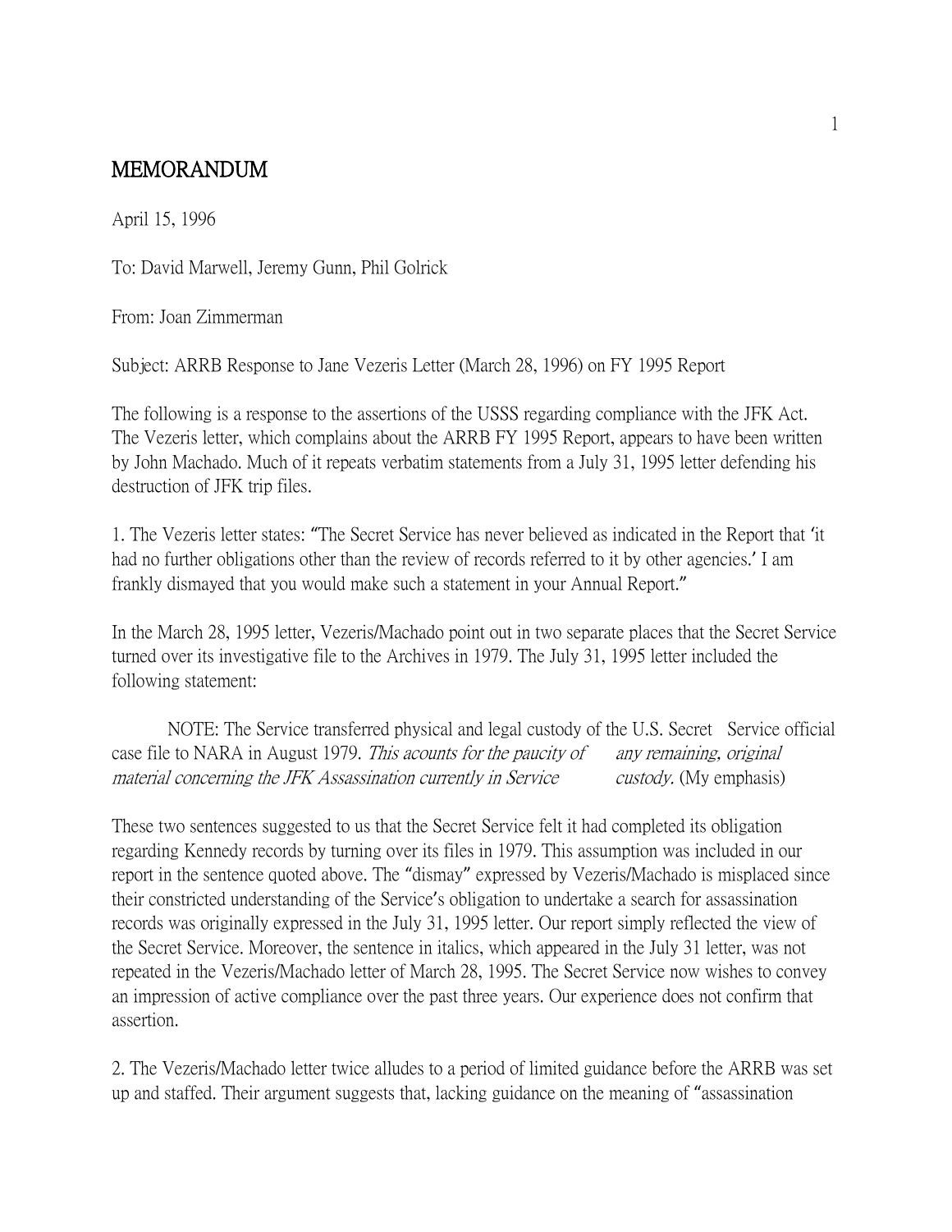# MEMORANDUM

April 15, 1996

To: David Marwell, Jeremy Gunn, Phil Golrick

From: Joan Zimmerman

Subject: ARRB Response to Jane Vezeris Letter (March 28, 1996) on FY 1995 Report

The following is a response to the assertions of the USSS regarding compliance with the JFK Act. The Vezeris letter, which complains about the ARRB FY 1995 Report, appears to have been written by John Machado. Much of it repeats verbatim statements from a July 31, 1995 letter defending his destruction of JFK trip files.

1. The Vezeris letter states: "The Secret Service has never believed as indicated in the Report that 'it had no further obligations other than the review of records referred to it by other agencies.' I am frankly dismayed that you would make such a statement in your Annual Report."

In the March 28, 1995 letter, Vezeris/Machado point out in two separate places that the Secret Service turned over its investigative file to the Archives in 1979. The July 31, 1995 letter included the following statement:

> NOTE: The Service transferred physical and legal custody of the U.S. Secret Service official case file to NARA in August 1979. *This acounts for the paucity of any remaining, original material concerning the JFK Assassination currently in Service custody.* (My emphasis)

These two sentences suggested to us that the Secret Service felt it had completed its obligation regarding Kennedy records by turning over its files in 1979. This assumption was included in our report in the sentence quoted above. The "dismay" expressed by Vezeris/Machado is misplaced since their constricted understanding of the Service's obligation to undertake a search for assassination records was originally expressed in the July 31, 1995 letter. Our report simply reflected the view of the Secret Service. Moreover, the sentence in italics, which appeared in the July 31 letter, was not repeated in the Vezeris/Machado letter of March 28, 1995. The Secret Service now wishes to convey an impression of active compliance over the past three years. Our experience does not confirm that assertion.

2. The Vezeris/Machado letter twice alludes to a period of limited guidance before the ARRB was set up and staffed. Their argument suggests that, lacking guidance on the meaning of "assassination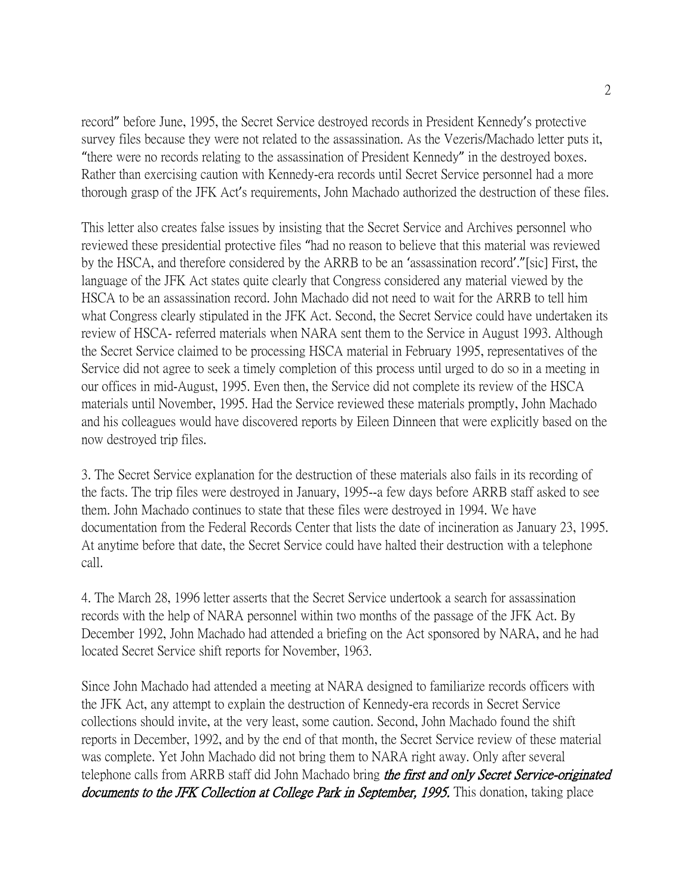record" before June, 1995, the Secret Service destroyed records in President Kennedy's protective survey files because they were not related to the assassination. As the Vezeris/Machado letter puts it, "there were no records relating to the assassination of President Kennedy" in the destroyed boxes. Rather than exercising caution with Kennedy-era records until Secret Service personnel had a more thorough grasp of the JFK Act's requirements, John Machado authorized the destruction of these files.

This letter also creates false issues by insisting that the Secret Service and Archives personnel who reviewed these presidential protective files "had no reason to believe that this material was reviewed by the HSCA, and therefore considered by the ARRB to be an 'assassination record'."[sic] First, the language of the JFK Act states quite clearly that Congress considered any material viewed by the HSCA to be an assassination record. John Machado did not need to wait for the ARRB to tell him what Congress clearly stipulated in the JFK Act. Second, the Secret Service could have undertaken its review of HSCA- referred materials when NARA sent them to the Service in August 1993. Although the Secret Service claimed to be processing HSCA material in February 1995, representatives of the Service did not agree to seek a timely completion of this process until urged to do so in a meeting in our offices in mid-August, 1995. Even then, the Service did not complete its review of the HSCA materials until November, 1995. Had the Service reviewed these materials promptly, John Machado and his colleagues would have discovered reports by Eileen Dinneen that were explicitly based on the now destroyed trip files.

3. The Secret Service explanation for the destruction of these materials also fails in its recording of the facts. The trip files were destroyed in January, 1995--a few days before ARRB staff asked to see them. John Machado continues to state that these files were destroyed in 1994. We have documentation from the Federal Records Center that lists the date of incineration as January 23, 1995. At anytime before that date, the Secret Service could have halted their destruction with a telephone call.

4. The March 28, 1996 letter asserts that the Secret Service undertook a search for assassination records with the help of NARA personnel within two months of the passage of the JFK Act. By December 1992, John Machado had attended a briefing on the Act sponsored by NARA, and he had located Secret Service shift reports for November, 1963.

Since John Machado had attended a meeting at NARA designed to familiarize records officers with the JFK Act, any attempt to explain the destruction of Kennedy-era records in Secret Service collections should invite, at the very least, some caution. Second, John Machado found the shift reports in December, 1992, and by the end of that month, the Secret Service review of these material was complete. Yet John Machado did not bring them to NARA right away. Only after several telephone calls from ARRB staff did John Machado bring ***the first and only Secret Service-originated documents to the JFK Collection at College Park in September, 1995.*** This donation, taking place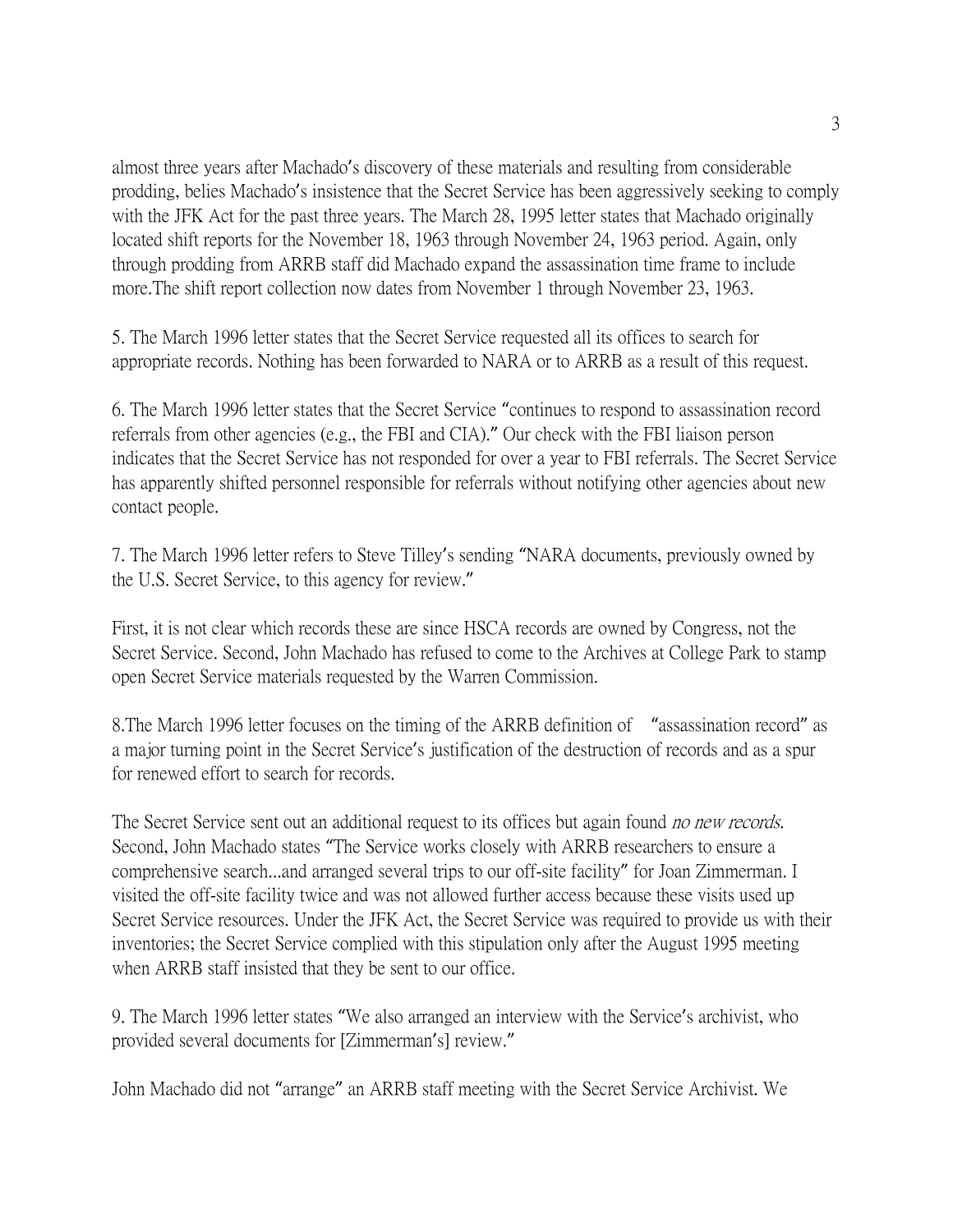almost three years after Machado's discovery of these materials and resulting from considerable prodding, belies Machado's insistence that the Secret Service has been aggressively seeking to comply with the JFK Act for the past three years. The March 28, 1995 letter states that Machado originally located shift reports for the November 18, 1963 through November 24, 1963 period. Again, only through prodding from ARRB staff did Machado expand the assassination time frame to include more.The shift report collection now dates from November 1 through November 23, 1963.

5. The March 1996 letter states that the Secret Service requested all its offices to search for appropriate records. Nothing has been forwarded to NARA or to ARRB as a result of this request.

6. The March 1996 letter states that the Secret Service "continues to respond to assassination record referrals from other agencies (e.g., the FBI and CIA)." Our check with the FBI liaison person indicates that the Secret Service has not responded for over a year to FBI referrals. The Secret Service has apparently shifted personnel responsible for referrals without notifying other agencies about new contact people.

7. The March 1996 letter refers to Steve Tilley's sending "NARA documents, previously owned by the U.S. Secret Service, to this agency for review."

First, it is not clear which records these are since HSCA records are owned by Congress, not the Secret Service. Second, John Machado has refused to come to the Archives at College Park to stamp open Secret Service materials requested by the Warren Commission.

8.The March 1996 letter focuses on the timing of the ARRB definition of "assassination record" as a major turning point in the Secret Service's justification of the destruction of records and as a spur for renewed effort to search for records.

The Secret Service sent out an additional request to its offices but again found *no new records.* Second, John Machado states "The Service works closely with ARRB researchers to ensure a comprehensive search...and arranged several trips to our off-site facility" for Joan Zimmerman. I visited the off-site facility twice and was not allowed further access because these visits used up Secret Service resources. Under the JFK Act, the Secret Service was required to provide us with their inventories; the Secret Service complied with this stipulation only after the August 1995 meeting when ARRB staff insisted that they be sent to our office.

9. The March 1996 letter states "We also arranged an interview with the Service's archivist, who provided several documents for [Zimmerman's] review."

John Machado did not "arrange" an ARRB staff meeting with the Secret Service Archivist. We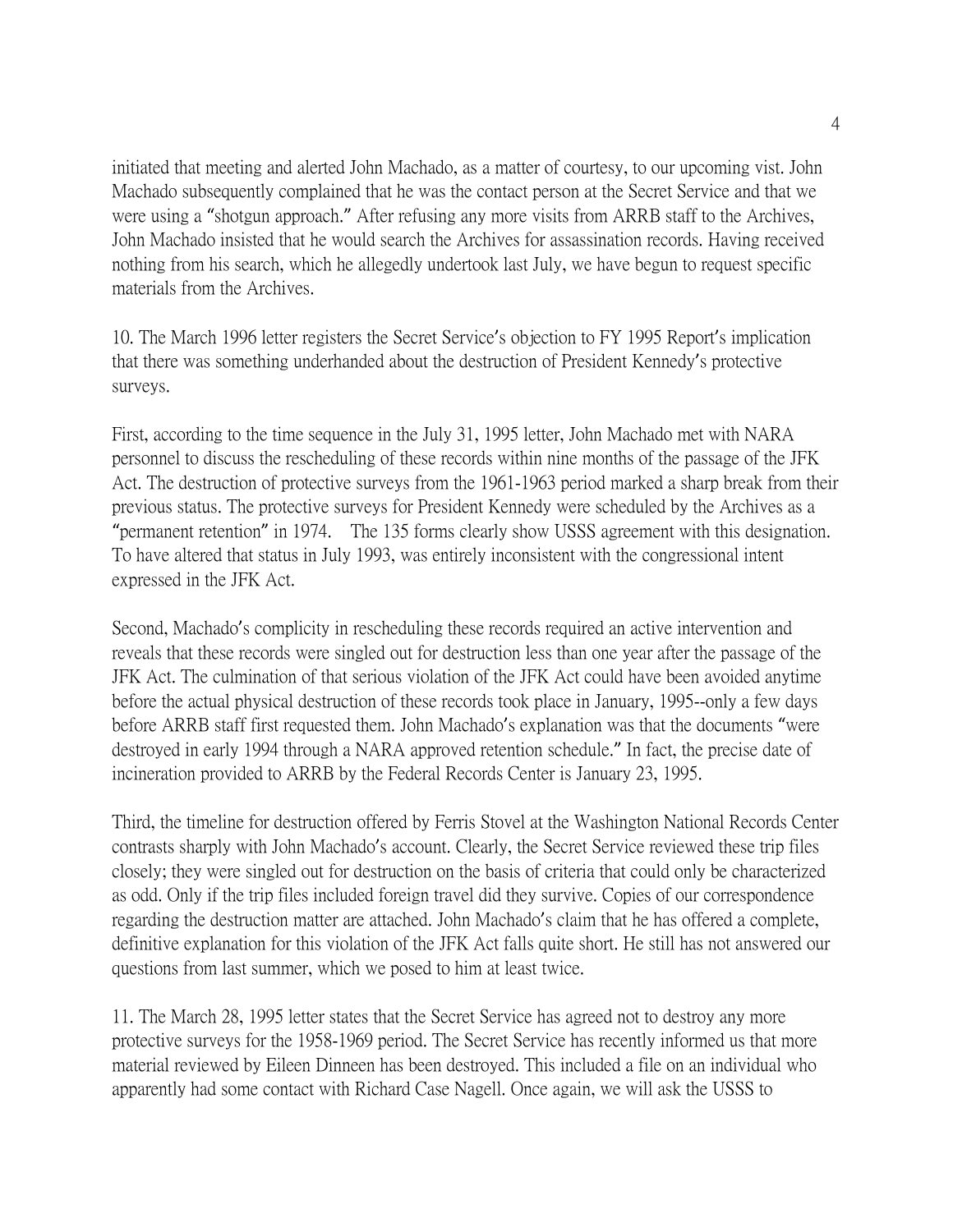initiated that meeting and alerted John Machado, as a matter of courtesy, to our upcoming vist. John Machado subsequently complained that he was the contact person at the Secret Service and that we were using a "shotgun approach." After refusing any more visits from ARRB staff to the Archives, John Machado insisted that he would search the Archives for assassination records. Having received nothing from his search, which he allegedly undertook last July, we have begun to request specific materials from the Archives.

10. The March 1996 letter registers the Secret Service's objection to FY 1995 Report's implication that there was something underhanded about the destruction of President Kennedy's protective surveys.

First, according to the time sequence in the July 31, 1995 letter, John Machado met with NARA personnel to discuss the rescheduling of these records within nine months of the passage of the JFK Act. The destruction of protective surveys from the 1961-1963 period marked a sharp break from their previous status. The protective surveys for President Kennedy were scheduled by the Archives as a "permanent retention" in 1974. The 135 forms clearly show USSS agreement with this designation. To have altered that status in July 1993, was entirely inconsistent with the congressional intent expressed in the JFK Act.

Second, Machado's complicity in rescheduling these records required an active intervention and reveals that these records were singled out for destruction less than one year after the passage of the JFK Act. The culmination of that serious violation of the JFK Act could have been avoided anytime before the actual physical destruction of these records took place in January, 1995--only a few days before ARRB staff first requested them. John Machado's explanation was that the documents "were destroyed in early 1994 through a NARA approved retention schedule." In fact, the precise date of incineration provided to ARRB by the Federal Records Center is January 23, 1995.

Third, the timeline for destruction offered by Ferris Stovel at the Washington National Records Center contrasts sharply with John Machado's account. Clearly, the Secret Service reviewed these trip files closely; they were singled out for destruction on the basis of criteria that could only be characterized as odd. Only if the trip files included foreign travel did they survive. Copies of our correspondence regarding the destruction matter are attached. John Machado's claim that he has offered a complete, definitive explanation for this violation of the JFK Act falls quite short. He still has not answered our questions from last summer, which we posed to him at least twice.

11. The March 28, 1995 letter states that the Secret Service has agreed not to destroy any more protective surveys for the 1958-1969 period. The Secret Service has recently informed us that more material reviewed by Eileen Dinneen has been destroyed. This included a file on an individual who apparently had some contact with Richard Case Nagell. Once again, we will ask the USSS to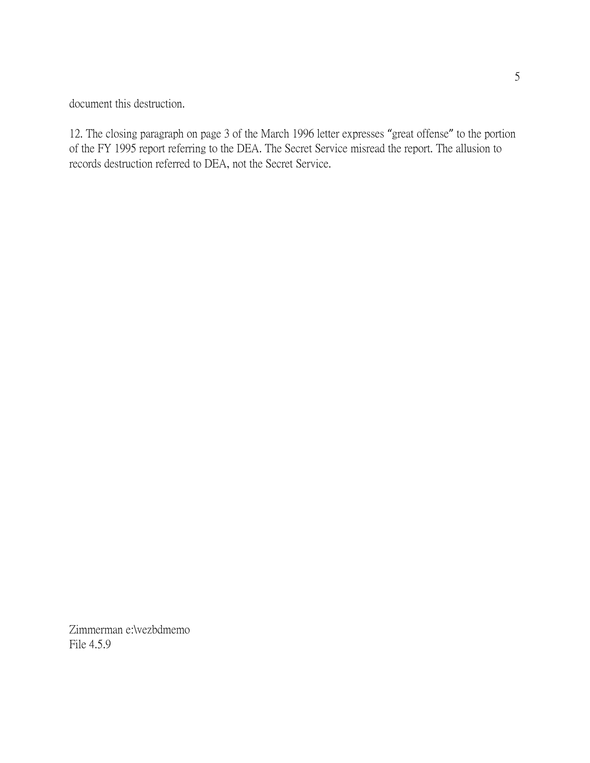document this destruction.

12. The closing paragraph on page 3 of the March 1996 letter expresses "great offense" to the portion of the FY 1995 report referring to the DEA. The Secret Service misread the report. The allusion to records destruction referred to DEA, not the Secret Service.

Zimmerman e:\vezbdmemo
File 4.5.9